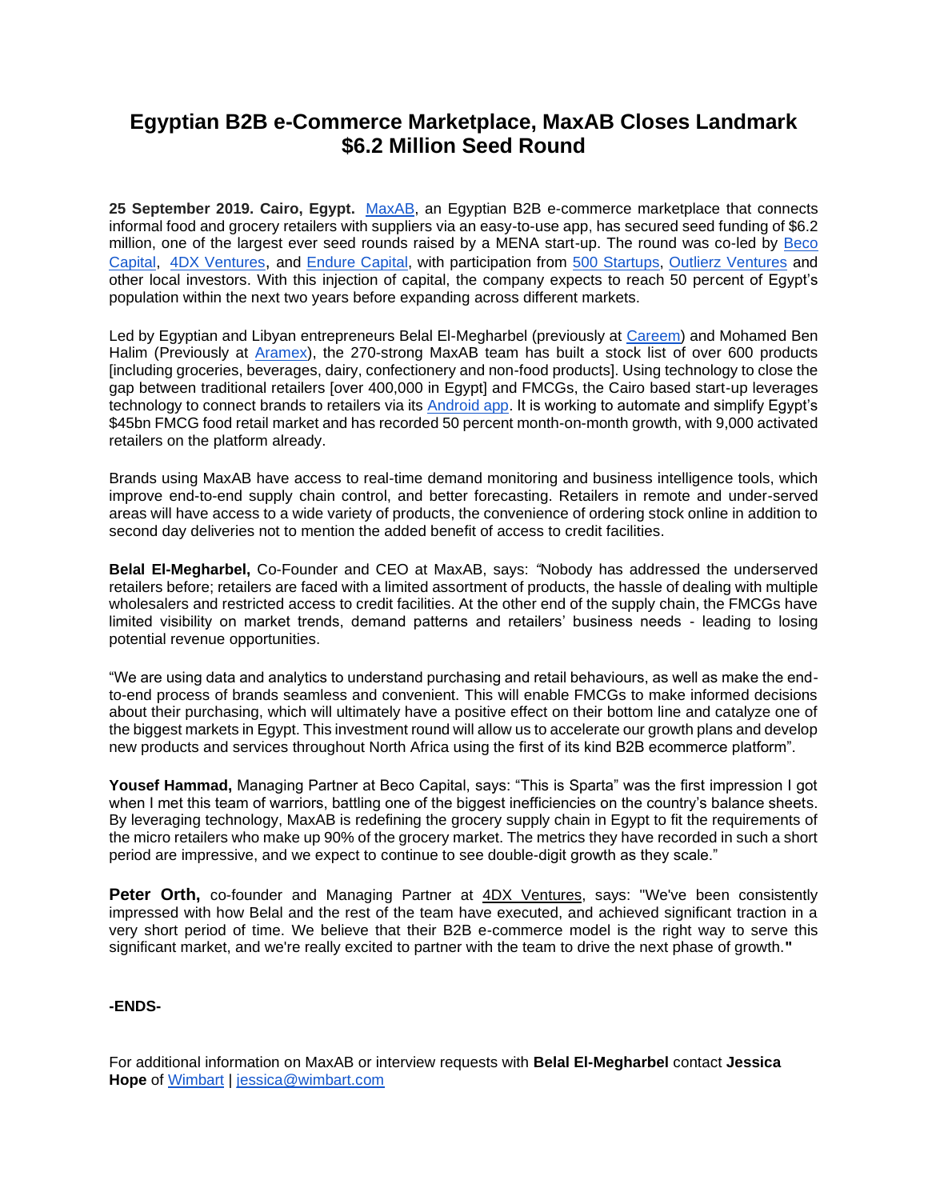# Egyptian B2B e-Commerce Marketplace, MaxAB Closes Landmark $6.2 Million Seed Round

**25 September 2019. Cairo, Egypt.** MaxAB, an Egyptian B2B e-commerce marketplace that connects informal food and grocery retailers with suppliers via an easy-to-use app, has secured seed funding of $6.2 million, one of the largest ever seed rounds raised by a MENA start-up. The round was co-led by Beco Capital, 4DX Ventures, and Endure Capital, with participation from 500 Startups, Outlierz Ventures and other local investors. With this injection of capital, the company expects to reach 50 percent of Egypt's population within the next two years before expanding across different markets.

Led by Egyptian and Libyan entrepreneurs Belal El-Megharbel (previously at Careem) and Mohamed Ben Halim (Previously at Aramex), the 270-strong MaxAB team has built a stock list of over 600 products [including groceries, beverages, dairy, confectionery and non-food products]. Using technology to close the gap between traditional retailers [over 400,000 in Egypt] and FMCGs, the Cairo based start-up leverages technology to connect brands to retailers via its Android app. It is working to automate and simplify Egypt's $45bn FMCG food retail market and has recorded 50 percent month-on-month growth, with 9,000 activated retailers on the platform already.

Brands using MaxAB have access to real-time demand monitoring and business intelligence tools, which improve end-to-end supply chain control, and better forecasting. Retailers in remote and under-served areas will have access to a wide variety of products, the convenience of ordering stock online in addition to second day deliveries not to mention the added benefit of access to credit facilities.

**Belal El-Megharbel,** Co-Founder and CEO at MaxAB, says: "Nobody has addressed the underserved retailers before; retailers are faced with a limited assortment of products, the hassle of dealing with multiple wholesalers and restricted access to credit facilities. At the other end of the supply chain, the FMCGs have limited visibility on market trends, demand patterns and retailers' business needs - leading to losing potential revenue opportunities.

"We are using data and analytics to understand purchasing and retail behaviours, as well as make the end-to-end process of brands seamless and convenient. This will enable FMCGs to make informed decisions about their purchasing, which will ultimately have a positive effect on their bottom line and catalyze one of the biggest markets in Egypt. This investment round will allow us to accelerate our growth plans and develop new products and services throughout North Africa using the first of its kind B2B ecommerce platform".

**Yousef Hammad,** Managing Partner at Beco Capital, says: "This is Sparta" was the first impression I got when I met this team of warriors, battling one of the biggest inefficiencies on the country's balance sheets. By leveraging technology, MaxAB is redefining the grocery supply chain in Egypt to fit the requirements of the micro retailers who make up 90% of the grocery market. The metrics they have recorded in such a short period are impressive, and we expect to continue to see double-digit growth as they scale."

**Peter Orth,** co-founder and Managing Partner at 4DX Ventures, says: "We've been consistently impressed with how Belal and the rest of the team have executed, and achieved significant traction in a very short period of time. We believe that their B2B e-commerce model is the right way to serve this significant market, and we're really excited to partner with the team to drive the next phase of growth.**"**

**-ENDS-**

For additional information on MaxAB or interview requests with **Belal El-Megharbel** contact **Jessica Hope** of Wimbart | jessica@wimbart.com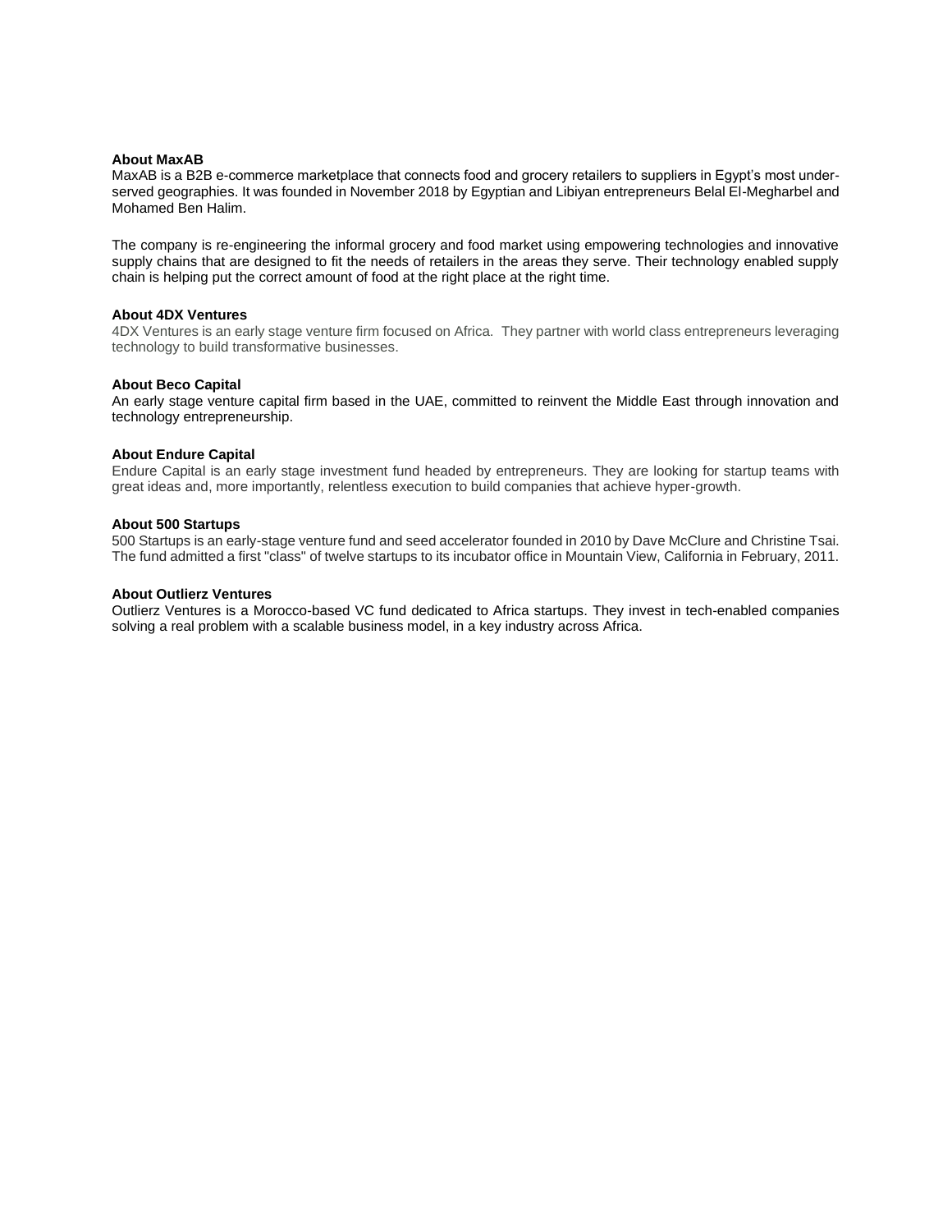**About MaxAB**
MaxAB is a B2B e-commerce marketplace that connects food and grocery retailers to suppliers in Egypt's most under-served geographies. It was founded in November 2018 by Egyptian and Libiyan entrepreneurs Belal El-Megharbel and Mohamed Ben Halim.

The company is re-engineering the informal grocery and food market using empowering technologies and innovative supply chains that are designed to fit the needs of retailers in the areas they serve. Their technology enabled supply chain is helping put the correct amount of food at the right place at the right time.

**About 4DX Ventures**
4DX Ventures is an early stage venture firm focused on Africa. They partner with world class entrepreneurs leveraging technology to build transformative businesses.

**About Beco Capital**
An early stage venture capital firm based in the UAE, committed to reinvent the Middle East through innovation and technology entrepreneurship.

**About Endure Capital**
Endure Capital is an early stage investment fund headed by entrepreneurs. They are looking for startup teams with great ideas and, more importantly, relentless execution to build companies that achieve hyper-growth.

**About 500 Startups**
500 Startups is an early-stage venture fund and seed accelerator founded in 2010 by Dave McClure and Christine Tsai. The fund admitted a first "class" of twelve startups to its incubator office in Mountain View, California in February, 2011.

**About Outlierz Ventures**
Outlierz Ventures is a Morocco-based VC fund dedicated to Africa startups. They invest in tech-enabled companies solving a real problem with a scalable business model, in a key industry across Africa.